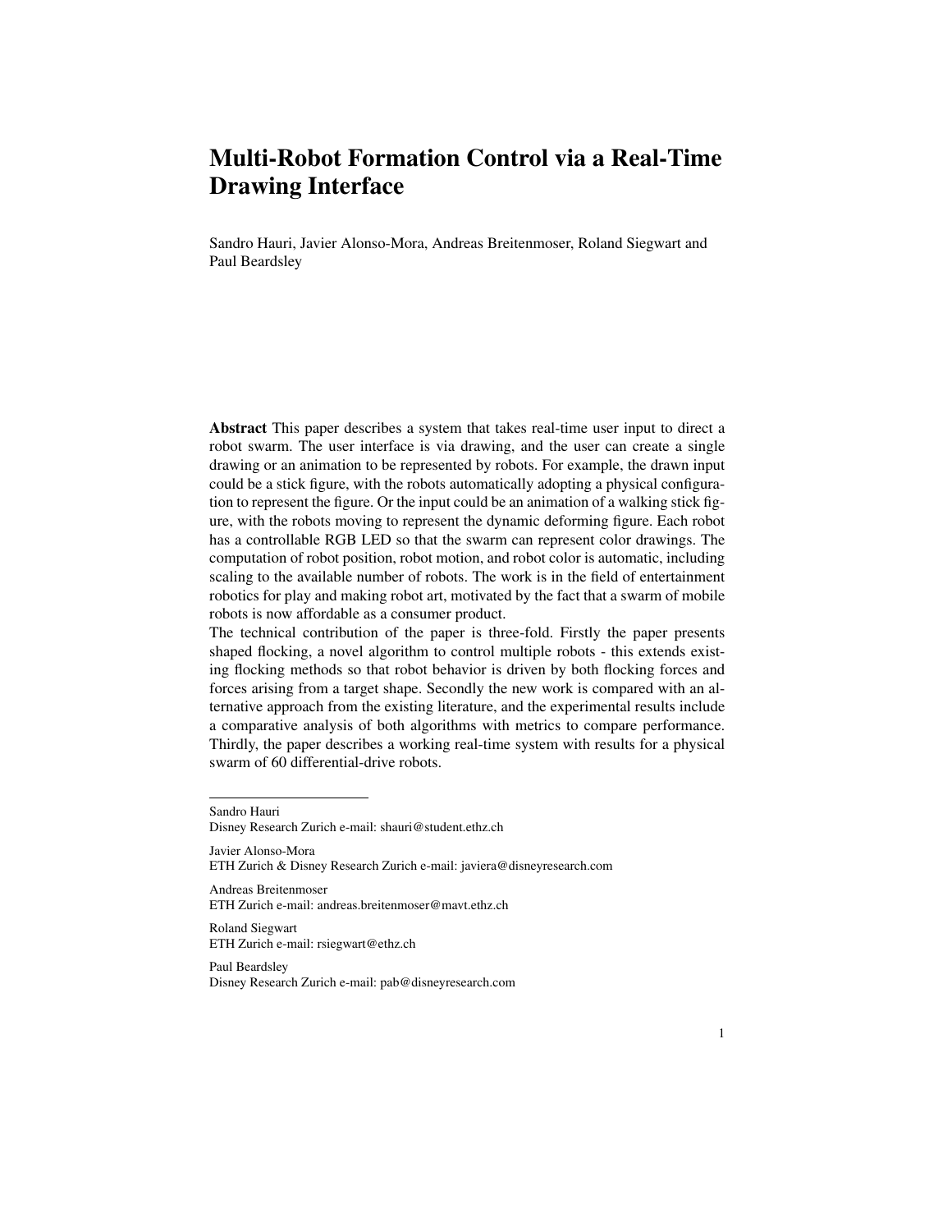# Multi-Robot Formation Control via a Real-Time Drawing Interface

Sandro Hauri, Javier Alonso-Mora, Andreas Breitenmoser, Roland Siegwart and Paul Beardsley

**Abstract** This paper describes a system that takes real-time user input to direct a robot swarm. The user interface is via drawing, and the user can create a single drawing or an animation to be represented by robots. For example, the drawn input could be a stick figure, with the robots automatically adopting a physical configuration to represent the figure. Or the input could be an animation of a walking stick figure, with the robots moving to represent the dynamic deforming figure. Each robot has a controllable RGB LED so that the swarm can represent color drawings. The computation of robot position, robot motion, and robot color is automatic, including scaling to the available number of robots. The work is in the field of entertainment robotics for play and making robot art, motivated by the fact that a swarm of mobile robots is now affordable as a consumer product.

The technical contribution of the paper is three-fold. Firstly the paper presents shaped flocking, a novel algorithm to control multiple robots - this extends existing flocking methods so that robot behavior is driven by both flocking forces and forces arising from a target shape. Secondly the new work is compared with an alternative approach from the existing literature, and the experimental results include a comparative analysis of both algorithms with metrics to compare performance. Thirdly, the paper describes a working real-time system with results for a physical swarm of 60 differential-drive robots.

---

Sandro Hauri
Disney Research Zurich e-mail: shauri@student.ethz.ch

Javier Alonso-Mora
ETH Zurich & Disney Research Zurich e-mail: javiera@disneyresearch.com

Andreas Breitenmoser
ETH Zurich e-mail: andreas.breitenmoser@mavt.ethz.ch

Roland Siegwart
ETH Zurich e-mail: rsiegwart@ethz.ch

Paul Beardsley
Disney Research Zurich e-mail: pab@disneyresearch.com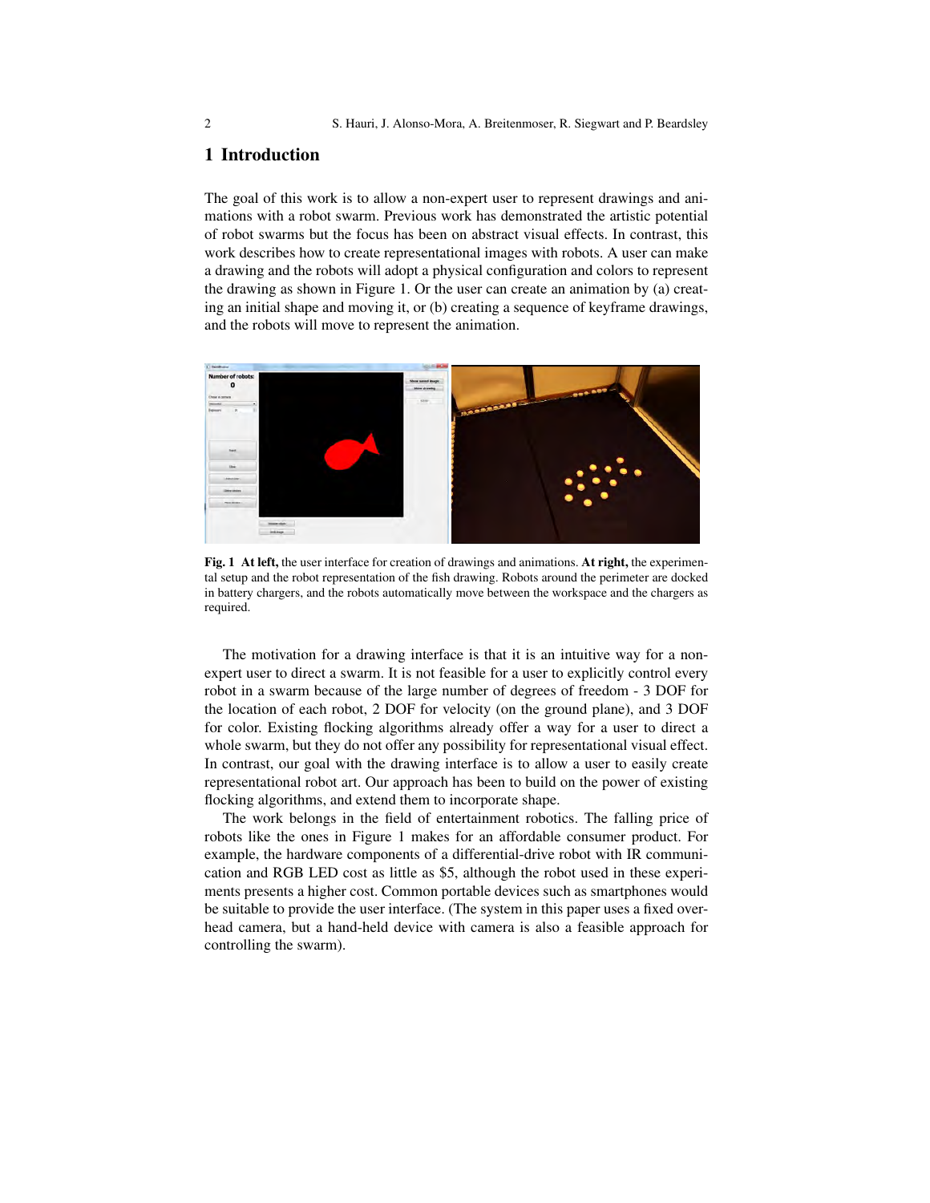## 1 Introduction

The goal of this work is to allow a non-expert user to represent drawings and animations with a robot swarm. Previous work has demonstrated the artistic potential of robot swarms but the focus has been on abstract visual effects. In contrast, this work describes how to create representational images with robots. A user can make a drawing and the robots will adopt a physical configuration and colors to represent the drawing as shown in Figure 1. Or the user can create an animation by (a) creating an initial shape and moving it, or (b) creating a sequence of keyframe drawings, and the robots will move to represent the animation.

**Fig. 1** **At left,** the user interface for creation of drawings and animations. **At right,** the experimental setup and the robot representation of the fish drawing. Robots around the perimeter are docked in battery chargers, and the robots automatically move between the workspace and the chargers as required.

The motivation for a drawing interface is that it is an intuitive way for a non-expert user to direct a swarm. It is not feasible for a user to explicitly control every robot in a swarm because of the large number of degrees of freedom - 3 DOF for the location of each robot, 2 DOF for velocity (on the ground plane), and 3 DOF for color. Existing flocking algorithms already offer a way for a user to direct a whole swarm, but they do not offer any possibility for representational visual effect. In contrast, our goal with the drawing interface is to allow a user to easily create representational robot art. Our approach has been to build on the power of existing flocking algorithms, and extend them to incorporate shape.

The work belongs in the field of entertainment robotics. The falling price of robots like the ones in Figure 1 makes for an affordable consumer product. For example, the hardware components of a differential-drive robot with IR communication and RGB LED cost as little as $5, although the robot used in these experiments presents a higher cost. Common portable devices such as smartphones would be suitable to provide the user interface. (The system in this paper uses a fixed overhead camera, but a hand-held device with camera is also a feasible approach for controlling the swarm).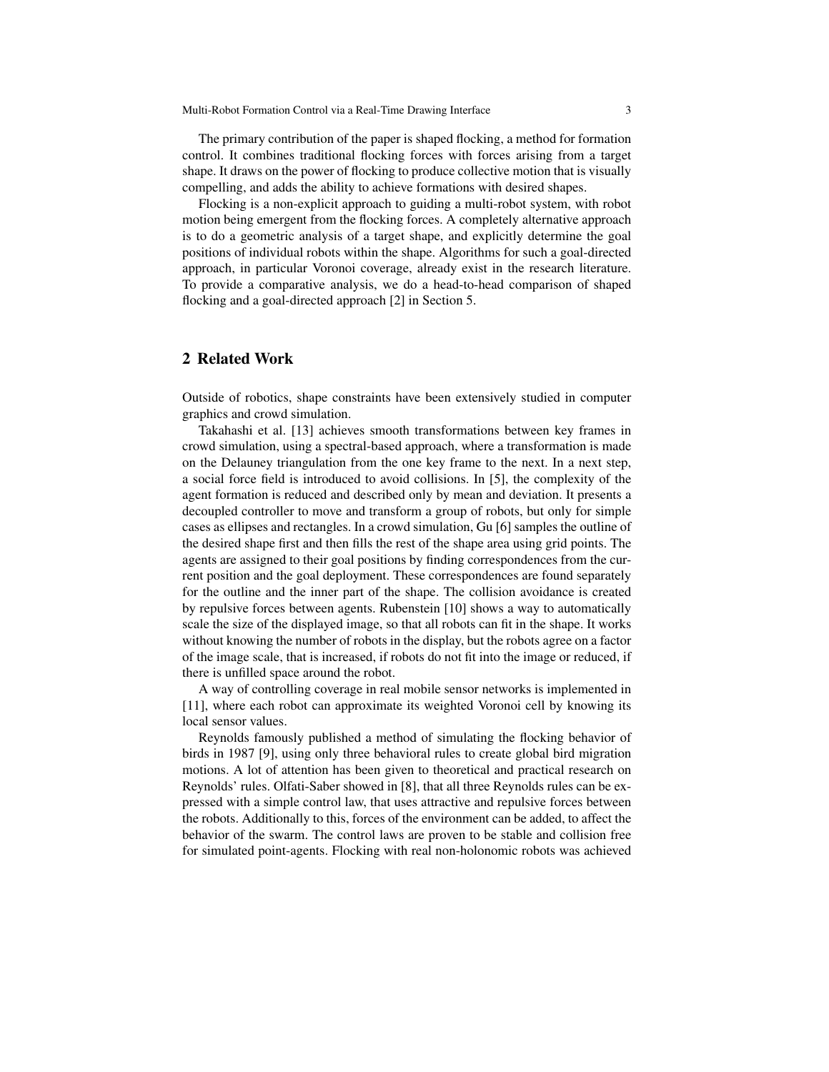The primary contribution of the paper is shaped flocking, a method for formation control. It combines traditional flocking forces with forces arising from a target shape. It draws on the power of flocking to produce collective motion that is visually compelling, and adds the ability to achieve formations with desired shapes.

Flocking is a non-explicit approach to guiding a multi-robot system, with robot motion being emergent from the flocking forces. A completely alternative approach is to do a geometric analysis of a target shape, and explicitly determine the goal positions of individual robots within the shape. Algorithms for such a goal-directed approach, in particular Voronoi coverage, already exist in the research literature. To provide a comparative analysis, we do a head-to-head comparison of shaped flocking and a goal-directed approach [2] in Section 5.

## 2 Related Work

Outside of robotics, shape constraints have been extensively studied in computer graphics and crowd simulation.

Takahashi et al. [13] achieves smooth transformations between key frames in crowd simulation, using a spectral-based approach, where a transformation is made on the Delauney triangulation from the one key frame to the next. In a next step, a social force field is introduced to avoid collisions. In [5], the complexity of the agent formation is reduced and described only by mean and deviation. It presents a decoupled controller to move and transform a group of robots, but only for simple cases as ellipses and rectangles. In a crowd simulation, Gu [6] samples the outline of the desired shape first and then fills the rest of the shape area using grid points. The agents are assigned to their goal positions by finding correspondences from the current position and the goal deployment. These correspondences are found separately for the outline and the inner part of the shape. The collision avoidance is created by repulsive forces between agents. Rubenstein [10] shows a way to automatically scale the size of the displayed image, so that all robots can fit in the shape. It works without knowing the number of robots in the display, but the robots agree on a factor of the image scale, that is increased, if robots do not fit into the image or reduced, if there is unfilled space around the robot.

A way of controlling coverage in real mobile sensor networks is implemented in [11], where each robot can approximate its weighted Voronoi cell by knowing its local sensor values.

Reynolds famously published a method of simulating the flocking behavior of birds in 1987 [9], using only three behavioral rules to create global bird migration motions. A lot of attention has been given to theoretical and practical research on Reynolds' rules. Olfati-Saber showed in [8], that all three Reynolds rules can be expressed with a simple control law, that uses attractive and repulsive forces between the robots. Additionally to this, forces of the environment can be added, to affect the behavior of the swarm. The control laws are proven to be stable and collision free for simulated point-agents. Flocking with real non-holonomic robots was achieved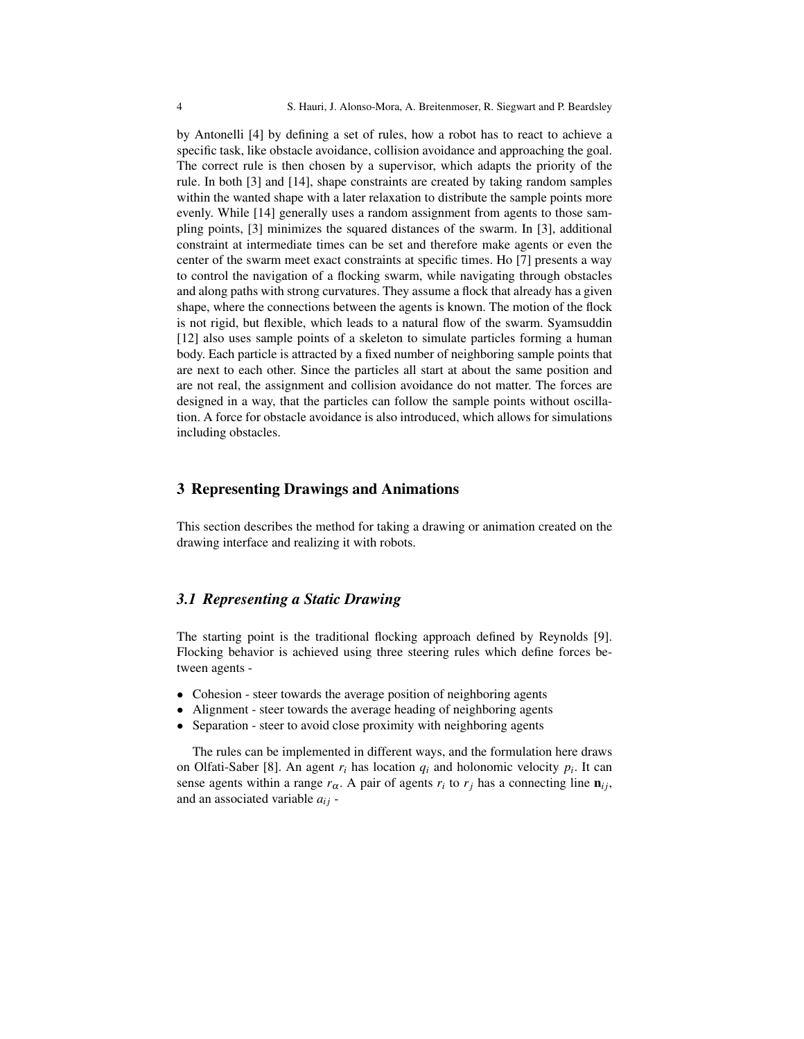by Antonelli [4] by defining a set of rules, how a robot has to react to achieve a specific task, like obstacle avoidance, collision avoidance and approaching the goal. The correct rule is then chosen by a supervisor, which adapts the priority of the rule. In both [3] and [14], shape constraints are created by taking random samples within the wanted shape with a later relaxation to distribute the sample points more evenly. While [14] generally uses a random assignment from agents to those sampling points, [3] minimizes the squared distances of the swarm. In [3], additional constraint at intermediate times can be set and therefore make agents or even the center of the swarm meet exact constraints at specific times. Ho [7] presents a way to control the navigation of a flocking swarm, while navigating through obstacles and along paths with strong curvatures. They assume a flock that already has a given shape, where the connections between the agents is known. The motion of the flock is not rigid, but flexible, which leads to a natural flow of the swarm. Syamsuddin [12] also uses sample points of a skeleton to simulate particles forming a human body. Each particle is attracted by a fixed number of neighboring sample points that are next to each other. Since the particles all start at about the same position and are not real, the assignment and collision avoidance do not matter. The forces are designed in a way, that the particles can follow the sample points without oscillation. A force for obstacle avoidance is also introduced, which allows for simulations including obstacles.

## 3 Representing Drawings and Animations

This section describes the method for taking a drawing or animation created on the drawing interface and realizing it with robots.

### *3.1 Representing a Static Drawing*

The starting point is the traditional flocking approach defined by Reynolds [9]. Flocking behavior is achieved using three steering rules which define forces between agents -

- Cohesion - steer towards the average position of neighboring agents
- Alignment - steer towards the average heading of neighboring agents
- Separation - steer to avoid close proximity with neighboring agents

The rules can be implemented in different ways, and the formulation here draws on Olfati-Saber [8]. An agent $r_i$ has location $q_i$ and holonomic velocity $p_i$. It can sense agents within a range $r_\alpha$. A pair of agents $r_i$ to $r_j$ has a connecting line $\mathbf{n}_{ij}$, and an associated variable $a_{ij}$ -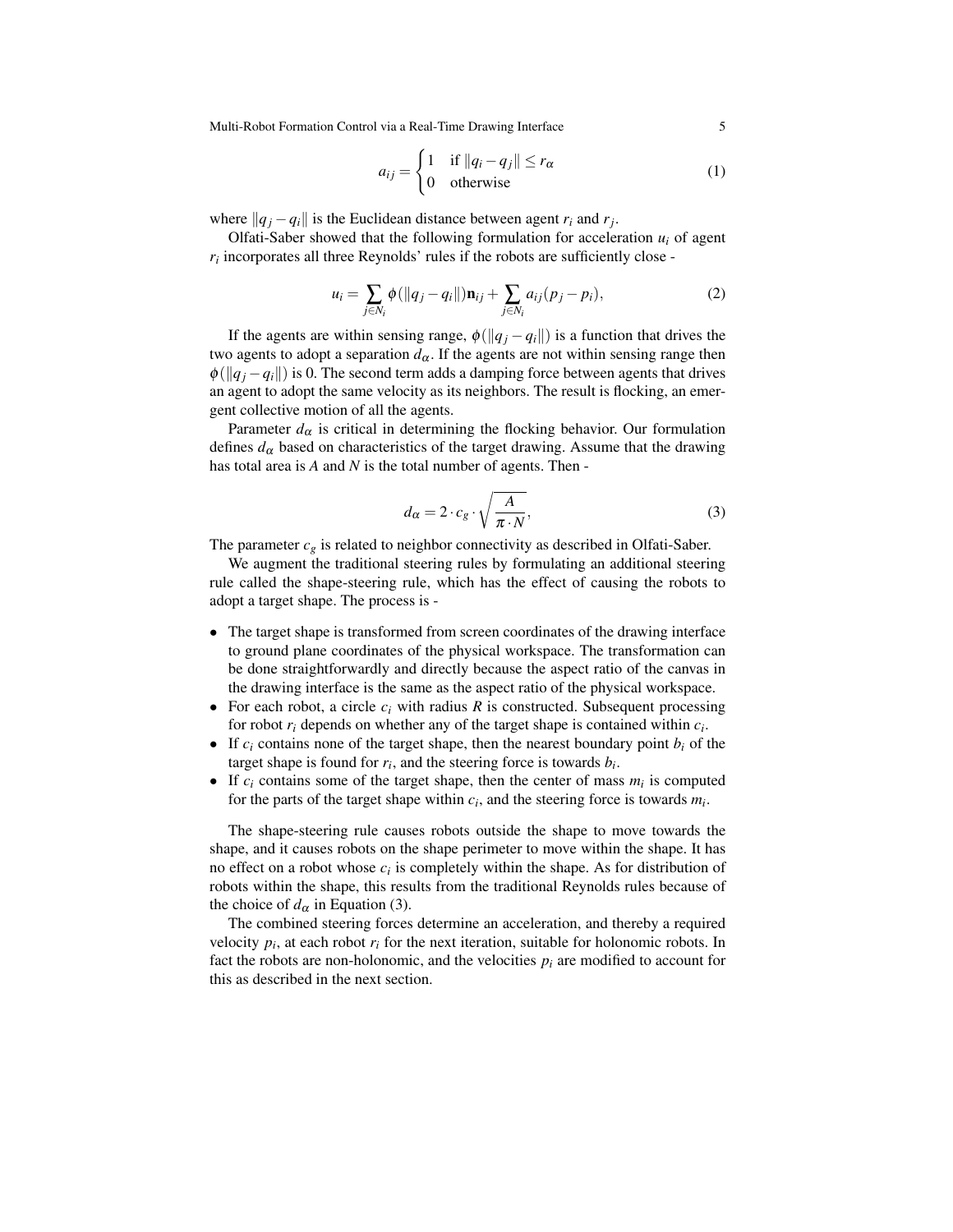$$a_{ij} = \begin{cases} 1 & \text{if } \|q_i - q_j\| \leq r_\alpha \\ 0 & \text{otherwise} \end{cases} \tag{1}$$

where $\|q_j - q_i\|$ is the Euclidean distance between agent $r_i$ and $r_j$.

Olfati-Saber showed that the following formulation for acceleration $u_i$ of agent $r_i$ incorporates all three Reynolds' rules if the robots are sufficiently close -

$$u_i = \sum_{j \in N_i} \phi(\|q_j - q_i\|)\mathbf{n}_{ij} + \sum_{j \in N_i} a_{ij}(p_j - p_i), \tag{2}$$

If the agents are within sensing range, $\phi(\|q_j - q_i\|)$ is a function that drives the two agents to adopt a separation $d_\alpha$. If the agents are not within sensing range then $\phi(\|q_j - q_i\|)$ is 0. The second term adds a damping force between agents that drives an agent to adopt the same velocity as its neighbors. The result is flocking, an emergent collective motion of all the agents.

Parameter $d_\alpha$ is critical in determining the flocking behavior. Our formulation defines $d_\alpha$ based on characteristics of the target drawing. Assume that the drawing has total area is $A$ and $N$ is the total number of agents. Then -

$$d_\alpha = 2 \cdot c_g \cdot \sqrt{\frac{A}{\pi \cdot N}}, \tag{3}$$

The parameter $c_g$ is related to neighbor connectivity as described in Olfati-Saber.

We augment the traditional steering rules by formulating an additional steering rule called the shape-steering rule, which has the effect of causing the robots to adopt a target shape. The process is -

- The target shape is transformed from screen coordinates of the drawing interface to ground plane coordinates of the physical workspace. The transformation can be done straightforwardly and directly because the aspect ratio of the canvas in the drawing interface is the same as the aspect ratio of the physical workspace.
- For each robot, a circle $c_i$ with radius $R$ is constructed. Subsequent processing for robot $r_i$ depends on whether any of the target shape is contained within $c_i$.
- If $c_i$ contains none of the target shape, then the nearest boundary point $b_i$ of the target shape is found for $r_i$, and the steering force is towards $b_i$.
- If $c_i$ contains some of the target shape, then the center of mass $m_i$ is computed for the parts of the target shape within $c_i$, and the steering force is towards $m_i$.

The shape-steering rule causes robots outside the shape to move towards the shape, and it causes robots on the shape perimeter to move within the shape. It has no effect on a robot whose $c_i$ is completely within the shape. As for distribution of robots within the shape, this results from the traditional Reynolds rules because of the choice of $d_\alpha$ in Equation (3).

The combined steering forces determine an acceleration, and thereby a required velocity $p_i$, at each robot $r_i$ for the next iteration, suitable for holonomic robots. In fact the robots are non-holonomic, and the velocities $p_i$ are modified to account for this as described in the next section.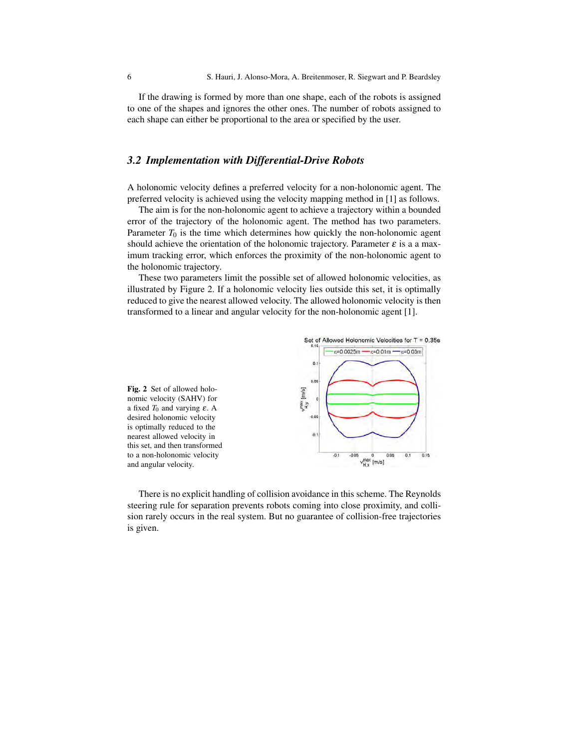If the drawing is formed by more than one shape, each of the robots is assigned to one of the shapes and ignores the other ones. The number of robots assigned to each shape can either be proportional to the area or specified by the user.

### 3.2 Implementation with Differential-Drive Robots

A holonomic velocity defines a preferred velocity for a non-holonomic agent. The preferred velocity is achieved using the velocity mapping method in [1] as follows.

The aim is for the non-holonomic agent to achieve a trajectory within a bounded error of the trajectory of the holonomic agent. The method has two parameters. Parameter $T_0$ is the time which determines how quickly the non-holonomic agent should achieve the orientation of the holonomic trajectory. Parameter $\varepsilon$ is a a maximum tracking error, which enforces the proximity of the non-holonomic agent to the holonomic trajectory.

These two parameters limit the possible set of allowed holonomic velocities, as illustrated by Figure 2. If a holonomic velocity lies outside this set, it is optimally reduced to give the nearest allowed velocity. The allowed holonomic velocity is then transformed to a linear and angular velocity for the non-holonomic agent [1].

**Fig. 2** Set of allowed holonomic velocity (SAHV) for a fixed $T_0$ and varying $\varepsilon$. A desired holonomic velocity is optimally reduced to the nearest allowed velocity in this set, and then transformed to a non-holonomic velocity and angular velocity.

There is no explicit handling of collision avoidance in this scheme. The Reynolds steering rule for separation prevents robots coming into close proximity, and collision rarely occurs in the real system. But no guarantee of collision-free trajectories is given.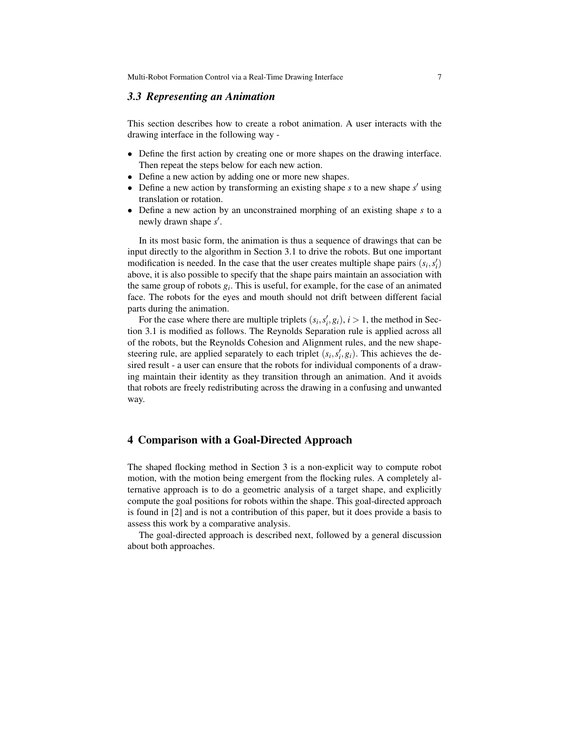### 3.3 Representing an Animation

This section describes how to create a robot animation. A user interacts with the drawing interface in the following way -

- Define the first action by creating one or more shapes on the drawing interface. Then repeat the steps below for each new action.
- Define a new action by adding one or more new shapes.
- Define a new action by transforming an existing shape $s$ to a new shape $s'$ using translation or rotation.
- Define a new action by an unconstrained morphing of an existing shape $s$ to a newly drawn shape $s'$.

In its most basic form, the animation is thus a sequence of drawings that can be input directly to the algorithm in Section 3.1 to drive the robots. But one important modification is needed. In the case that the user creates multiple shape pairs $(s_i, s_i')$ above, it is also possible to specify that the shape pairs maintain an association with the same group of robots $g_i$. This is useful, for example, for the case of an animated face. The robots for the eyes and mouth should not drift between different facial parts during the animation.

For the case where there are multiple triplets $(s_i, s_i', g_i)$, $i > 1$, the method in Section 3.1 is modified as follows. The Reynolds Separation rule is applied across all of the robots, but the Reynolds Cohesion and Alignment rules, and the new shape-steering rule, are applied separately to each triplet $(s_i, s_i', g_i)$. This achieves the desired result - a user can ensure that the robots for individual components of a drawing maintain their identity as they transition through an animation. And it avoids that robots are freely redistributing across the drawing in a confusing and unwanted way.

## 4 Comparison with a Goal-Directed Approach

The shaped flocking method in Section 3 is a non-explicit way to compute robot motion, with the motion being emergent from the flocking rules. A completely alternative approach is to do a geometric analysis of a target shape, and explicitly compute the goal positions for robots within the shape. This goal-directed approach is found in [2] and is not a contribution of this paper, but it does provide a basis to assess this work by a comparative analysis.

The goal-directed approach is described next, followed by a general discussion about both approaches.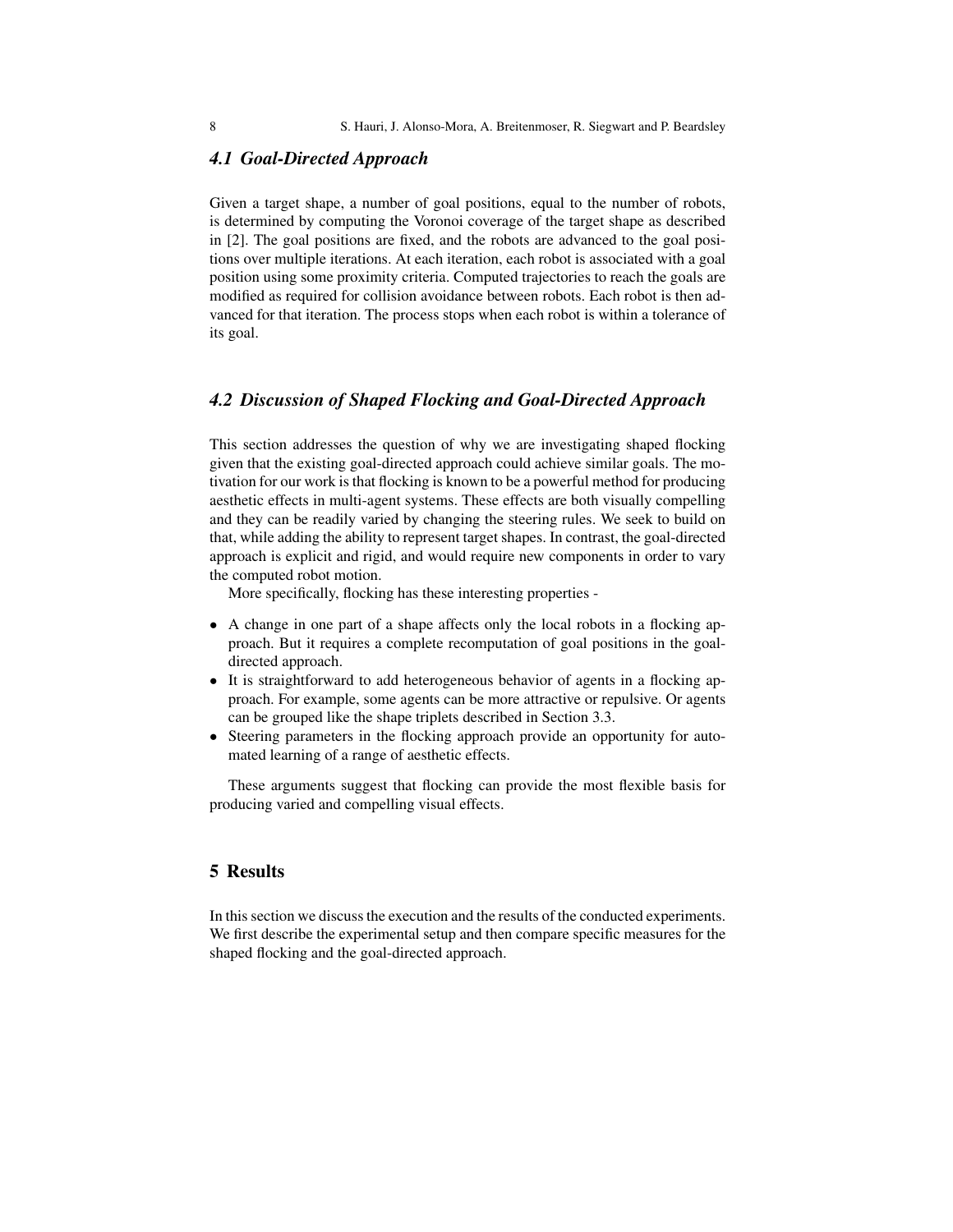### *4.1 Goal-Directed Approach*

Given a target shape, a number of goal positions, equal to the number of robots, is determined by computing the Voronoi coverage of the target shape as described in [2]. The goal positions are fixed, and the robots are advanced to the goal positions over multiple iterations. At each iteration, each robot is associated with a goal position using some proximity criteria. Computed trajectories to reach the goals are modified as required for collision avoidance between robots. Each robot is then advanced for that iteration. The process stops when each robot is within a tolerance of its goal.

### *4.2 Discussion of Shaped Flocking and Goal-Directed Approach*

This section addresses the question of why we are investigating shaped flocking given that the existing goal-directed approach could achieve similar goals. The motivation for our work is that flocking is known to be a powerful method for producing aesthetic effects in multi-agent systems. These effects are both visually compelling and they can be readily varied by changing the steering rules. We seek to build on that, while adding the ability to represent target shapes. In contrast, the goal-directed approach is explicit and rigid, and would require new components in order to vary the computed robot motion.

More specifically, flocking has these interesting properties -

- A change in one part of a shape affects only the local robots in a flocking approach. But it requires a complete recomputation of goal positions in the goal-directed approach.
- It is straightforward to add heterogeneous behavior of agents in a flocking approach. For example, some agents can be more attractive or repulsive. Or agents can be grouped like the shape triplets described in Section 3.3.
- Steering parameters in the flocking approach provide an opportunity for automated learning of a range of aesthetic effects.

These arguments suggest that flocking can provide the most flexible basis for producing varied and compelling visual effects.

## 5 Results

In this section we discuss the execution and the results of the conducted experiments. We first describe the experimental setup and then compare specific measures for the shaped flocking and the goal-directed approach.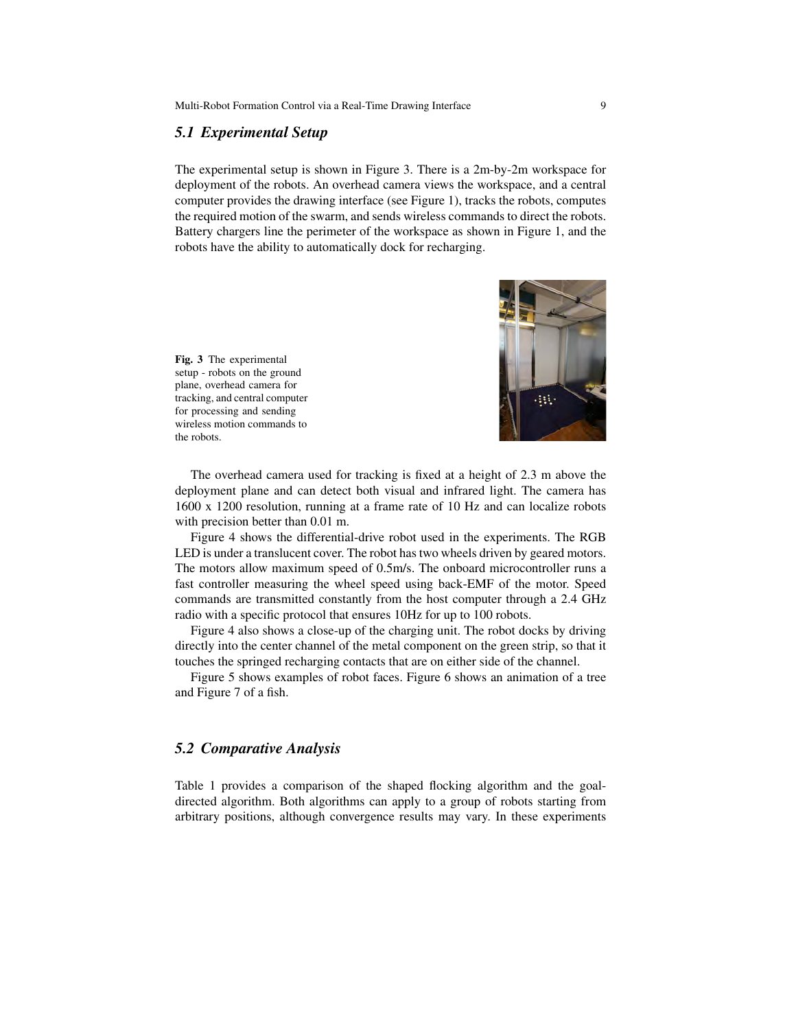### 5.1 Experimental Setup

The experimental setup is shown in Figure 3. There is a 2m-by-2m workspace for deployment of the robots. An overhead camera views the workspace, and a central computer provides the drawing interface (see Figure 1), tracks the robots, computes the required motion of the swarm, and sends wireless commands to direct the robots. Battery chargers line the perimeter of the workspace as shown in Figure 1, and the robots have the ability to automatically dock for recharging.

**Fig. 3** The experimental setup - robots on the ground plane, overhead camera for tracking, and central computer for processing and sending wireless motion commands to the robots.

The overhead camera used for tracking is fixed at a height of 2.3 m above the deployment plane and can detect both visual and infrared light. The camera has 1600 x 1200 resolution, running at a frame rate of 10 Hz and can localize robots with precision better than 0.01 m.

Figure 4 shows the differential-drive robot used in the experiments. The RGB LED is under a translucent cover. The robot has two wheels driven by geared motors. The motors allow maximum speed of 0.5m/s. The onboard microcontroller runs a fast controller measuring the wheel speed using back-EMF of the motor. Speed commands are transmitted constantly from the host computer through a 2.4 GHz radio with a specific protocol that ensures 10Hz for up to 100 robots.

Figure 4 also shows a close-up of the charging unit. The robot docks by driving directly into the center channel of the metal component on the green strip, so that it touches the springed recharging contacts that are on either side of the channel.

Figure 5 shows examples of robot faces. Figure 6 shows an animation of a tree and Figure 7 of a fish.

### 5.2 Comparative Analysis

Table 1 provides a comparison of the shaped flocking algorithm and the goal-directed algorithm. Both algorithms can apply to a group of robots starting from arbitrary positions, although convergence results may vary. In these experiments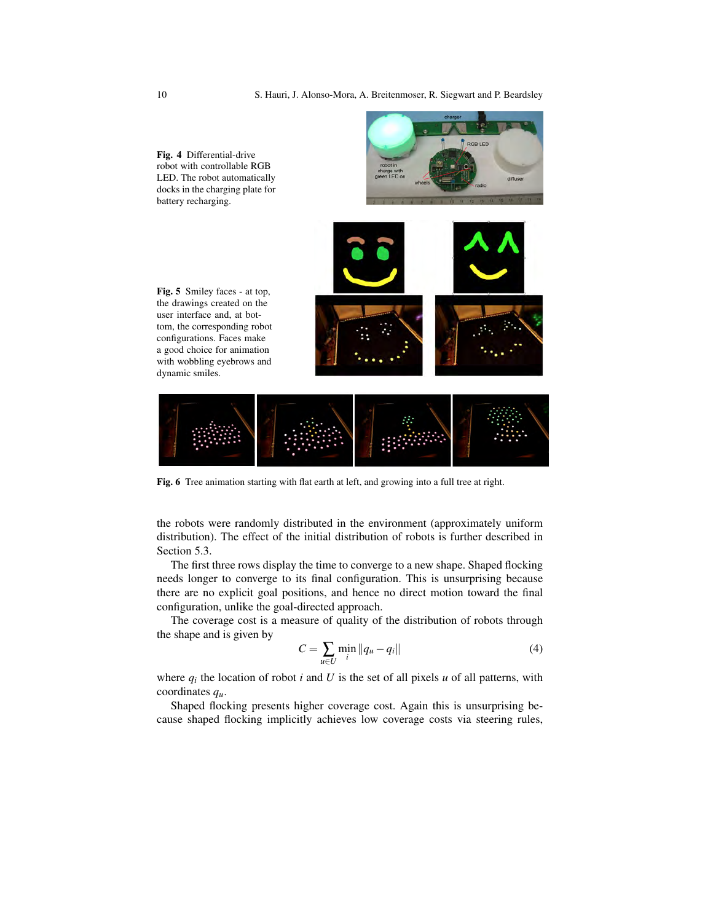**Fig. 4** Differential-drive robot with controllable RGB LED. The robot automatically docks in the charging plate for battery recharging.

**Fig. 5** Smiley faces - at top, the drawings created on the user interface and, at bottom, the corresponding robot configurations. Faces make a good choice for animation with wobbling eyebrows and dynamic smiles.

**Fig. 6** Tree animation starting with flat earth at left, and growing into a full tree at right.

the robots were randomly distributed in the environment (approximately uniform distribution). The effect of the initial distribution of robots is further described in Section 5.3.

The first three rows display the time to converge to a new shape. Shaped flocking needs longer to converge to its final configuration. This is unsurprising because there are no explicit goal positions, and hence no direct motion toward the final configuration, unlike the goal-directed approach.

The coverage cost is a measure of quality of the distribution of robots through the shape and is given by

$$C = \sum_{u \in U} \min_i \|q_u - q_i\| \tag{4}$$

where $q_i$ the location of robot $i$ and $U$ is the set of all pixels $u$ of all patterns, with coordinates $q_u$.

Shaped flocking presents higher coverage cost. Again this is unsurprising because shaped flocking implicitly achieves low coverage costs via steering rules,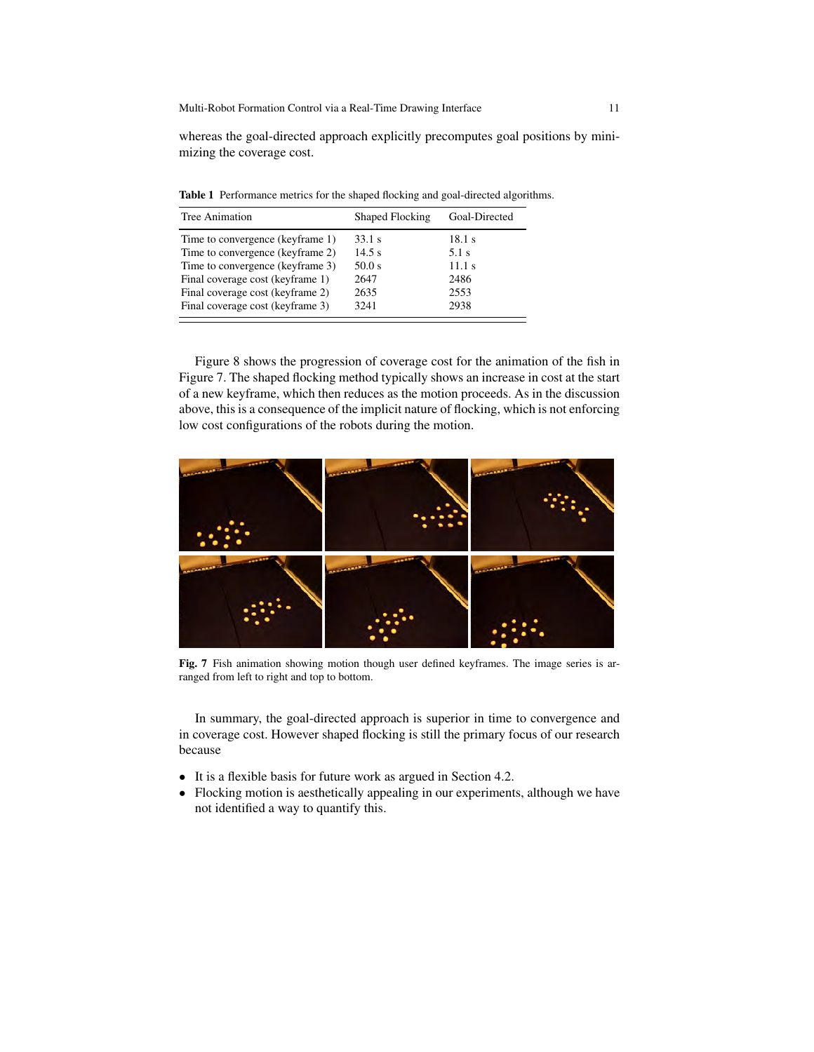whereas the goal-directed approach explicitly precomputes goal positions by minimizing the coverage cost.

**Table 1** Performance metrics for the shaped flocking and goal-directed algorithms.

| Tree Animation | Shaped Flocking | Goal-Directed |
| --- | --- | --- |
| Time to convergence (keyframe 1) | 33.1 s | 18.1 s |
| Time to convergence (keyframe 2) | 14.5 s | 5.1 s |
| Time to convergence (keyframe 3) | 50.0 s | 11.1 s |
| Final coverage cost (keyframe 1) | 2647 | 2486 |
| Final coverage cost (keyframe 2) | 2635 | 2553 |
| Final coverage cost (keyframe 3) | 3241 | 2938 |

Figure 8 shows the progression of coverage cost for the animation of the fish in Figure 7. The shaped flocking method typically shows an increase in cost at the start of a new keyframe, which then reduces as the motion proceeds. As in the discussion above, this is a consequence of the implicit nature of flocking, which is not enforcing low cost configurations of the robots during the motion.

**Fig. 7** Fish animation showing motion though user defined keyframes. The image series is arranged from left to right and top to bottom.

In summary, the goal-directed approach is superior in time to convergence and in coverage cost. However shaped flocking is still the primary focus of our research because

- It is a flexible basis for future work as argued in Section 4.2.
- Flocking motion is aesthetically appealing in our experiments, although we have not identified a way to quantify this.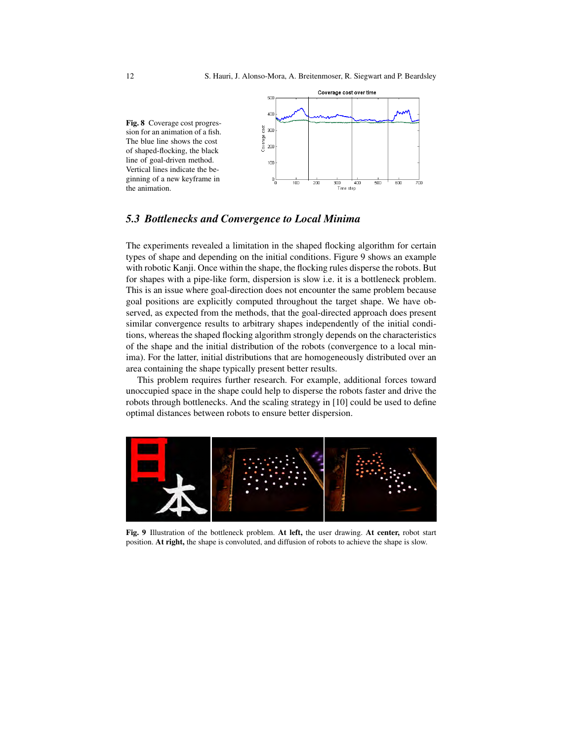**Fig. 8** Coverage cost progression for an animation of a fish. The blue line shows the cost of shaped-flocking, the black line of goal-driven method. Vertical lines indicate the beginning of a new keyframe in the animation.

### 5.3 Bottlenecks and Convergence to Local Minima

The experiments revealed a limitation in the shaped flocking algorithm for certain types of shape and depending on the initial conditions. Figure 9 shows an example with robotic Kanji. Once within the shape, the flocking rules disperse the robots. But for shapes with a pipe-like form, dispersion is slow i.e. it is a bottleneck problem. This is an issue where goal-direction does not encounter the same problem because goal positions are explicitly computed throughout the target shape. We have observed, as expected from the methods, that the goal-directed approach does present similar convergence results to arbitrary shapes independently of the initial conditions, whereas the shaped flocking algorithm strongly depends on the characteristics of the shape and the initial distribution of the robots (convergence to a local minima). For the latter, initial distributions that are homogeneously distributed over an area containing the shape typically present better results.

This problem requires further research. For example, additional forces toward unoccupied space in the shape could help to disperse the robots faster and drive the robots through bottlenecks. And the scaling strategy in [10] could be used to define optimal distances between robots to ensure better dispersion.

**Fig. 9** Illustration of the bottleneck problem. **At left,** the user drawing. **At center,** robot start position. **At right,** the shape is convoluted, and diffusion of robots to achieve the shape is slow.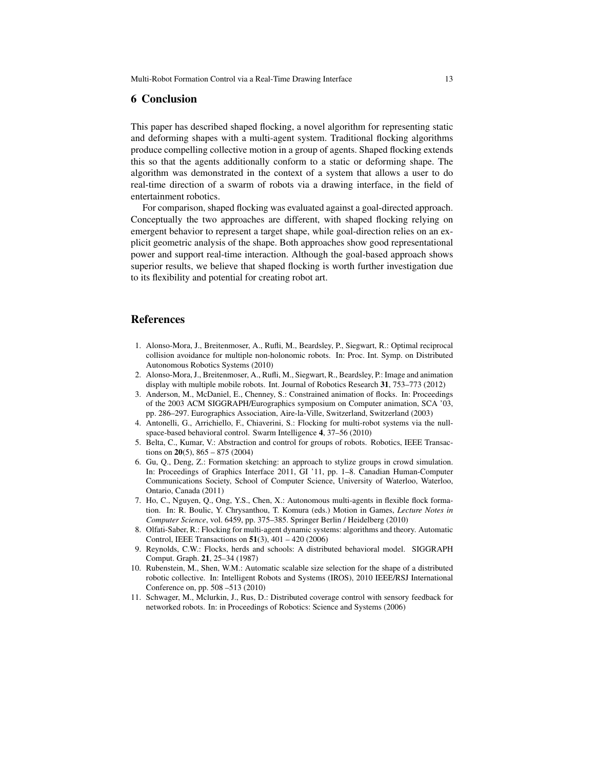## 6 Conclusion

This paper has described shaped flocking, a novel algorithm for representing static and deforming shapes with a multi-agent system. Traditional flocking algorithms produce compelling collective motion in a group of agents. Shaped flocking extends this so that the agents additionally conform to a static or deforming shape. The algorithm was demonstrated in the context of a system that allows a user to do real-time direction of a swarm of robots via a drawing interface, in the field of entertainment robotics.

For comparison, shaped flocking was evaluated against a goal-directed approach. Conceptually the two approaches are different, with shaped flocking relying on emergent behavior to represent a target shape, while goal-direction relies on an explicit geometric analysis of the shape. Both approaches show good representational power and support real-time interaction. Although the goal-based approach shows superior results, we believe that shaped flocking is worth further investigation due to its flexibility and potential for creating robot art.

## References

1. Alonso-Mora, J., Breitenmoser, A., Rufli, M., Beardsley, P., Siegwart, R.: Optimal reciprocal collision avoidance for multiple non-holonomic robots. In: Proc. Int. Symp. on Distributed Autonomous Robotics Systems (2010)
2. Alonso-Mora, J., Breitenmoser, A., Rufli, M., Siegwart, R., Beardsley, P.: Image and animation display with multiple mobile robots. Int. Journal of Robotics Research **31**, 753–773 (2012)
3. Anderson, M., McDaniel, E., Chenney, S.: Constrained animation of flocks. In: Proceedings of the 2003 ACM SIGGRAPH/Eurographics symposium on Computer animation, SCA '03, pp. 286–297. Eurographics Association, Aire-la-Ville, Switzerland, Switzerland (2003)
4. Antonelli, G., Arrichiello, F., Chiaverini, S.: Flocking for multi-robot systems via the null-space-based behavioral control. Swarm Intelligence **4**, 37–56 (2010)
5. Belta, C., Kumar, V.: Abstraction and control for groups of robots. Robotics, IEEE Transactions on **20**(5), 865 – 875 (2004)
6. Gu, Q., Deng, Z.: Formation sketching: an approach to stylize groups in crowd simulation. In: Proceedings of Graphics Interface 2011, GI '11, pp. 1–8. Canadian Human-Computer Communications Society, School of Computer Science, University of Waterloo, Waterloo, Ontario, Canada (2011)
7. Ho, C., Nguyen, Q., Ong, Y.S., Chen, X.: Autonomous multi-agents in flexible flock formation. In: R. Boulic, Y. Chrysanthou, T. Komura (eds.) Motion in Games, *Lecture Notes in Computer Science*, vol. 6459, pp. 375–385. Springer Berlin / Heidelberg (2010)
8. Olfati-Saber, R.: Flocking for multi-agent dynamic systems: algorithms and theory. Automatic Control, IEEE Transactions on **51**(3), 401 – 420 (2006)
9. Reynolds, C.W.: Flocks, herds and schools: A distributed behavioral model. SIGGRAPH Comput. Graph. **21**, 25–34 (1987)
10. Rubenstein, M., Shen, W.M.: Automatic scalable size selection for the shape of a distributed robotic collective. In: Intelligent Robots and Systems (IROS), 2010 IEEE/RSJ International Conference on, pp. 508 –513 (2010)
11. Schwager, M., Mclurkin, J., Rus, D.: Distributed coverage control with sensory feedback for networked robots. In: in Proceedings of Robotics: Science and Systems (2006)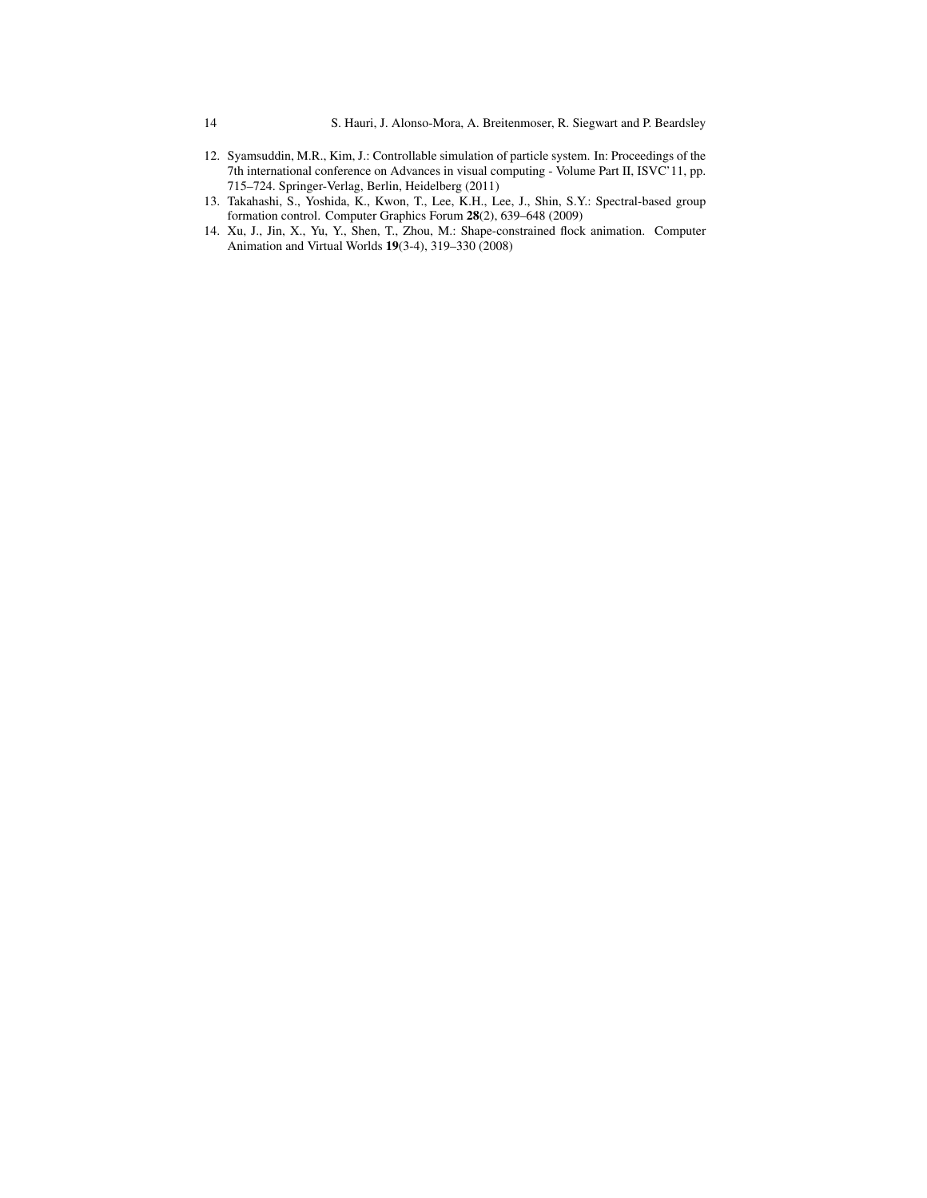12. Syamsuddin, M.R., Kim, J.: Controllable simulation of particle system. In: Proceedings of the 7th international conference on Advances in visual computing - Volume Part II, ISVC'11, pp. 715–724. Springer-Verlag, Berlin, Heidelberg (2011)
13. Takahashi, S., Yoshida, K., Kwon, T., Lee, K.H., Lee, J., Shin, S.Y.: Spectral-based group formation control. Computer Graphics Forum **28**(2), 639–648 (2009)
14. Xu, J., Jin, X., Yu, Y., Shen, T., Zhou, M.: Shape-constrained flock animation. Computer Animation and Virtual Worlds **19**(3-4), 319–330 (2008)